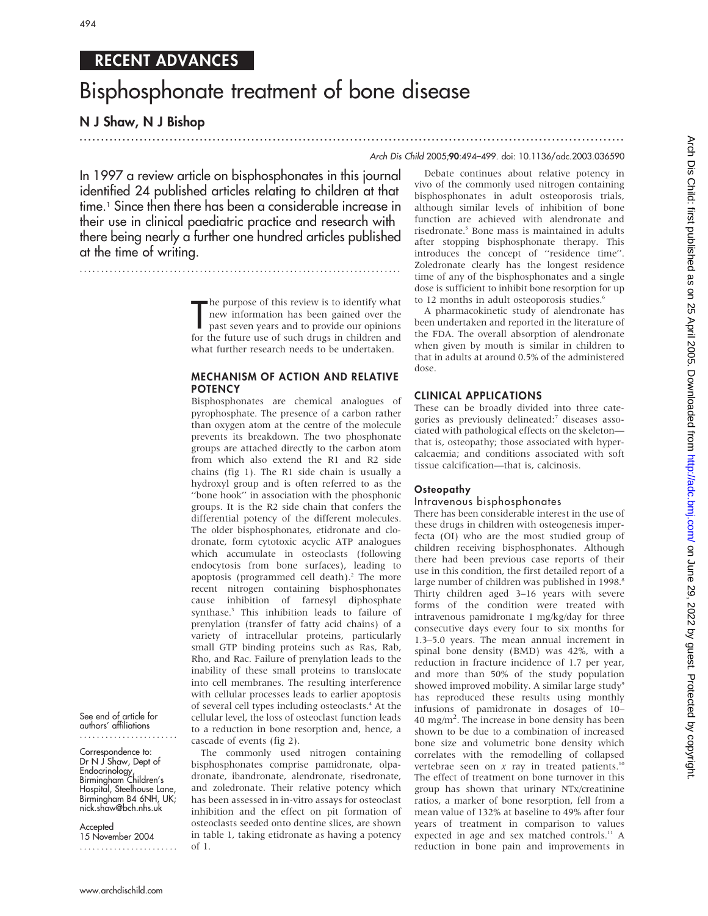## RECENT ADVANCES

# Bisphosphonate treatment of bone disease

## N J Shaw, N J Bishop

In 1997 a review article on bisphosphonates in this journal identified 24 published articles relating to children at that time.[1] Since then there has been a considerable increase in their use in clinical paediatric practice and research with there being nearly a further one hundred articles published at the time of writing.

The purpose of this review is to identify what new information has been gained over the past seven years and to provide our opinions for the future use of such drugs in children and what further research needs to be undertaken.

### MECHANISM OF ACTION AND RELATIVE POTENCY

Bisphosphonates are chemical analogues of pyrophosphate. The presence of a carbon rather than oxygen atom at the centre of the molecule prevents its breakdown. The two phosphonate groups are attached directly to the carbon atom from which also extend the R1 and R2 side chains (fig 1). The R1 side chain is usually a hydroxyl group and is often referred to as the ''bone hook'' in association with the phosphonic groups. It is the R2 side chain that confers the differential potency of the different molecules. The older bisphosphonates, etidronate and clodronate, form cytotoxic acyclic ATP analogues which accumulate in osteoclasts (following endocytosis from bone surfaces), leading to apoptosis (programmed cell death).[2] The more recent nitrogen containing bisphosphonates cause inhibition of farnesyl diphosphate synthase.[3] This inhibition leads to failure of prenylation (transfer of fatty acid chains) of a variety of intracellular proteins, particularly small GTP binding proteins such as Ras, Rab, Rho, and Rac. Failure of prenylation leads to the inability of these small proteins to translocate into cell membranes. The resulting interference with cellular processes leads to earlier apoptosis of several cell types including osteoclasts.[4] At the cellular level, the loss of osteoclast function leads to a reduction in bone resorption and, hence, a cascade of events (fig 2).

The commonly used nitrogen containing bisphosphonates comprise pamidronate, olpadronate, ibandronate, alendronate, risedronate, and zoledronate. Their relative potency which has been assessed in in-vitro assays for osteoclast inhibition and the effect on pit formation of osteoclasts seeded onto dentine slices, are shown in table 1, taking etidronate as having a potency of 1.

Debate continues about relative potency in vivo of the commonly used nitrogen containing bisphosphonates in adult osteoporosis trials, although similar levels of inhibition of bone function are achieved with alendronate and risedronate.[5] Bone mass is maintained in adults after stopping bisphosphonate therapy. This introduces the concept of ''residence time''. Zoledronate clearly has the longest residence time of any of the bisphosphonates and a single dose is sufficient to inhibit bone resorption for up to 12 months in adult osteoporosis studies.[6]

A pharmacokinetic study of alendronate has been undertaken and reported in the literature of the FDA. The overall absorption of alendronate when given by mouth is similar in children to that in adults at around 0.5% of the administered dose.

### CLINICAL APPLICATIONS

These can be broadly divided into three categories as previously delineated:[7] diseases associated with pathological effects on the skeleton—that is, osteopathy; those associated with hypercalcaemia; and conditions associated with soft tissue calcification—that is, calcinosis.

#### Osteopathy

##### Intravenous bisphosphonates

There has been considerable interest in the use of these drugs in children with osteogenesis imperfecta (OI) who are the most studied group of children receiving bisphosphonates. Although there had been previous case reports of their use in this condition, the first detailed report of a large number of children was published in 1998.[8] Thirty children aged 3–16 years with severe forms of the condition were treated with intravenous pamidronate 1 mg/kg/day for three consecutive days every four to six months for 1.3–5.0 years. The mean annual increment in spinal bone density (BMD) was 42%, with a reduction in fracture incidence of 1.7 per year, and more than 50% of the study population showed improved mobility. A similar large study[9] has reproduced these results using monthly infusions of pamidronate in dosages of 10–40 mg/m$^2$. The increase in bone density has been shown to be due to a combination of increased bone size and volumetric bone density which correlates with the remodelling of collapsed vertebrae seen on *x* ray in treated patients.[10] The effect of treatment on bone turnover in this group has shown that urinary NTx/creatinine ratios, a marker of bone resorption, fell from a mean value of 132% at baseline to 49% after four years of treatment in comparison to values expected in age and sex matched controls.[11] A reduction in bone pain and improvements in

See end of article for authors' affiliations

Correspondence to: Dr N J Shaw, Dept of Endocrinology, Birmingham Children's Hospital, Steelhouse Lane, Birmingham B4 6NH, UK; nick.shaw@bch.nhs.uk

Accepted 15 November 2004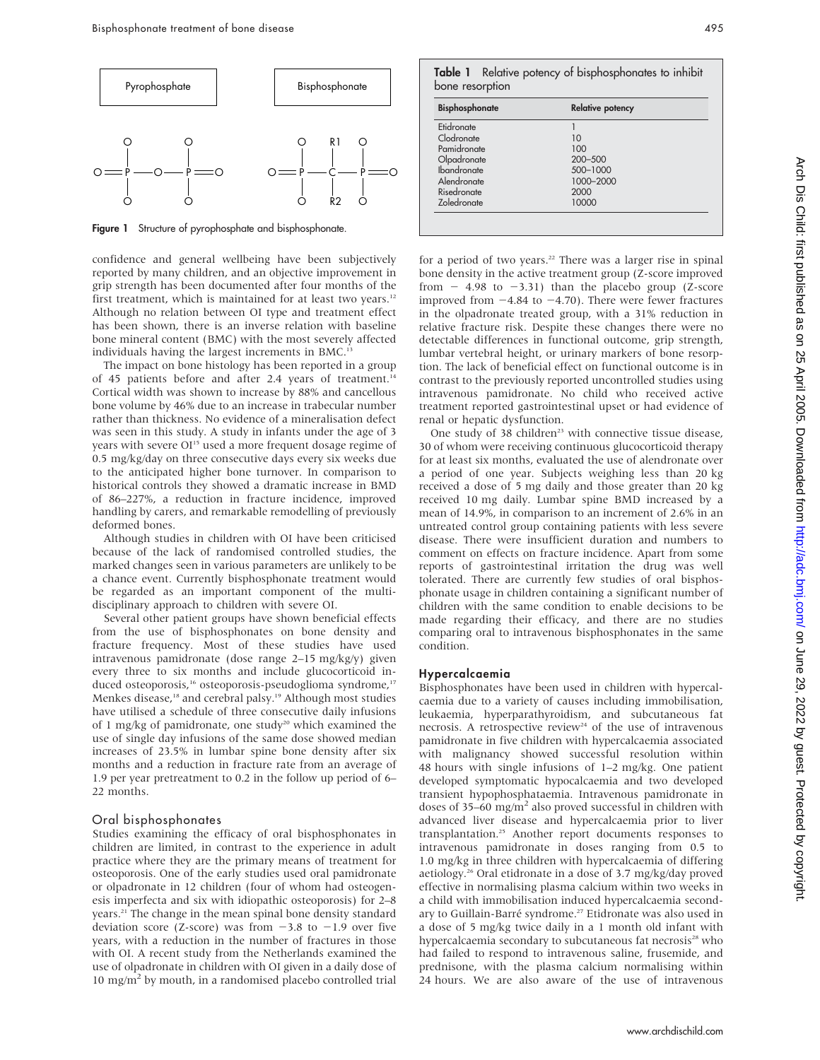Pyrophosphate

Bisphosphonate

**Figure 1** Structure of pyrophosphate and bisphosphonate.

confidence and general wellbeing have been subjectively reported by many children, and an objective improvement in grip strength has been documented after four months of the first treatment, which is maintained for at least two years.[12] Although no relation between OI type and treatment effect has been shown, there is an inverse relation with baseline bone mineral content (BMC) with the most severely affected individuals having the largest increments in BMC.[13]

The impact on bone histology has been reported in a group of 45 patients before and after 2.4 years of treatment.[14] Cortical width was shown to increase by 88% and cancellous bone volume by 46% due to an increase in trabecular number rather than thickness. No evidence of a mineralisation defect was seen in this study. A study in infants under the age of 3 years with severe OI[15] used a more frequent dosage regime of 0.5 mg/kg/day on three consecutive days every six weeks due to the anticipated higher bone turnover. In comparison to historical controls they showed a dramatic increase in BMD of 86–227%, a reduction in fracture incidence, improved handling by carers, and remarkable remodelling of previously deformed bones.

Although studies in children with OI have been criticised because of the lack of randomised controlled studies, the marked changes seen in various parameters are unlikely to be a chance event. Currently bisphosphonate treatment would be regarded as an important component of the multidisciplinary approach to children with severe OI.

Several other patient groups have shown beneficial effects from the use of bisphosphonates on bone density and fracture frequency. Most of these studies have used intravenous pamidronate (dose range 2–15 mg/kg/y) given every three to six months and include glucocorticoid induced osteoporosis,[16] osteoporosis-pseudoglioma syndrome,[17] Menkes disease,[18] and cerebral palsy.[19] Although most studies have utilised a schedule of three consecutive daily infusions of 1 mg/kg of pamidronate, one study[20] which examined the use of single day infusions of the same dose showed median increases of 23.5% in lumbar spine bone density after six months and a reduction in fracture rate from an average of 1.9 per year pretreatment to 0.2 in the follow up period of 6–22 months.

## Oral bisphosphonates

Studies examining the efficacy of oral bisphosphonates in children are limited, in contrast to the experience in adult practice where they are the primary means of treatment for osteoporosis. One of the early studies used oral pamidronate or olpadronate in 12 children (four of whom had osteogenesis imperfecta and six with idiopathic osteoporosis) for 2–8 years.[21] The change in the mean spinal bone density standard deviation score (Z-score) was from −3.8 to −1.9 over five years, with a reduction in the number of fractures in those with OI. A recent study from the Netherlands examined the use of olpadronate in children with OI given in a daily dose of 10 mg/m$^2$ by mouth, in a randomised placebo controlled trial for a period of two years.[22] There was a larger rise in spinal bone density in the active treatment group (Z-score improved from − 4.98 to −3.31) than the placebo group (Z-score improved from −4.84 to −4.70). There were fewer fractures in the olpadronate treated group, with a 31% reduction in relative fracture risk. Despite these changes there were no detectable differences in functional outcome, grip strength, lumbar vertebral height, or urinary markers of bone resorption. The lack of beneficial effect on functional outcome is in contrast to the previously reported uncontrolled studies using intravenous pamidronate. No child who received active treatment reported gastrointestinal upset or had evidence of renal or hepatic dysfunction.

One study of 38 children[23] with connective tissue disease, 30 of whom were receiving continuous glucocorticoid therapy for at least six months, evaluated the use of alendronate over a period of one year. Subjects weighing less than 20 kg received a dose of 5 mg daily and those greater than 20 kg received 10 mg daily. Lumbar spine BMD increased by a mean of 14.9%, in comparison to an increment of 2.6% in an untreated control group containing patients with less severe disease. There were insufficient duration and numbers to comment on effects on fracture incidence. Apart from some reports of gastrointestinal irritation the drug was well tolerated. There are currently few studies of oral bisphosphonate usage in children containing a significant number of children with the same condition to enable decisions to be made regarding their efficacy, and there are no studies comparing oral to intravenous bisphosphonates in the same condition.

**Table 1** Relative potency of bisphosphonates to inhibit bone resorption

| Bisphosphonate | Relative potency |
|---|---|
| Etidronate | 1 |
| Clodronate | 10 |
| Pamidronate | 100 |
| Olpadronate | 200–500 |
| Ibandronate | 500–1000 |
| Alendronate | 1000–2000 |
| Risedronate | 2000 |
| Zoledronate | 10000 |

## Hypercalcaemia

Bisphosphonates have been used in children with hypercalcaemia due to a variety of causes including immobilisation, leukaemia, hyperparathyroidism, and subcutaneous fat necrosis. A retrospective review[24] of the use of intravenous pamidronate in five children with hypercalcaemia associated with malignancy showed successful resolution within 48 hours with single infusions of 1–2 mg/kg. One patient developed symptomatic hypocalcaemia and two developed transient hypophosphataemia. Intravenous pamidronate in doses of 35–60 mg/m$^2$ also proved successful in children with advanced liver disease and hypercalcaemia prior to liver transplantation.[25] Another report documents responses to intravenous pamidronate in doses ranging from 0.5 to 1.0 mg/kg in three children with hypercalcaemia of differing aetiology.[26] Oral etidronate in a dose of 3.7 mg/kg/day proved effective in normalising plasma calcium within two weeks in a child with immobilisation induced hypercalcaemia secondary to Guillain-Barré syndrome.[27] Etidronate was also used in a dose of 5 mg/kg twice daily in a 1 month old infant with hypercalcaemia secondary to subcutaneous fat necrosis[28] who had failed to respond to intravenous saline, frusemide, and prednisone, with the plasma calcium normalising within 24 hours. We are also aware of the use of intravenous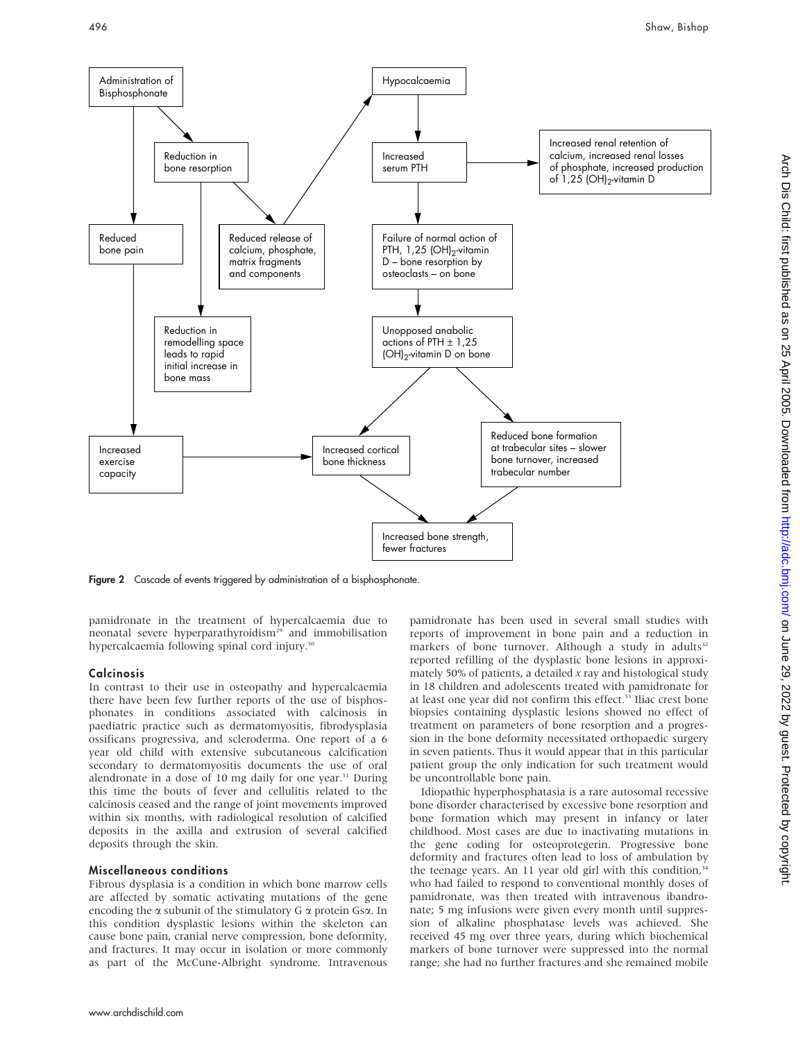Figure 2 Cascade of events triggered by administration of a bisphosphonate.

pamidronate in the treatment of hypercalcaemia due to neonatal severe hyperparathyroidism[29] and immobilisation hypercalcaemia following spinal cord injury.[30]

## Calcinosis

In contrast to their use in osteopathy and hypercalcaemia there have been few further reports of the use of bisphosphonates in conditions associated with calcinosis in paediatric practice such as dermatomyositis, fibrodysplasia ossificans progressiva, and scleroderma. One report of a 6 year old child with extensive subcutaneous calcification secondary to dermatomyositis documents the use of oral alendronate in a dose of 10 mg daily for one year.[31] During this time the bouts of fever and cellulitis related to the calcinosis ceased and the range of joint movements improved within six months, with radiological resolution of calcified deposits in the axilla and extrusion of several calcified deposits through the skin.

## Miscellaneous conditions

Fibrous dysplasia is a condition in which bone marrow cells are affected by somatic activating mutations of the gene encoding the α subunit of the stimulatory G α protein Gsα. In this condition dysplastic lesions within the skeleton can cause bone pain, cranial nerve compression, bone deformity, and fractures. It may occur in isolation or more commonly as part of the McCune-Albright syndrome. Intravenous pamidronate has been used in several small studies with reports of improvement in bone pain and a reduction in markers of bone turnover. Although a study in adults[32] reported refilling of the dysplastic bone lesions in approximately 50% of patients, a detailed *x* ray and histological study in 18 children and adolescents treated with pamidronate for at least one year did not confirm this effect.[33] Iliac crest bone biopsies containing dysplastic lesions showed no effect of treatment on parameters of bone resorption and a progression in the bone deformity necessitated orthopaedic surgery in seven patients. Thus it would appear that in this particular patient group the only indication for such treatment would be uncontrollable bone pain.

Idiopathic hyperphosphatasia is a rare autosomal recessive bone disorder characterised by excessive bone resorption and bone formation which may present in infancy or later childhood. Most cases are due to inactivating mutations in the gene coding for osteoprotegerin. Progressive bone deformity and fractures often lead to loss of ambulation by the teenage years. An 11 year old girl with this condition,[34] who had failed to respond to conventional monthly doses of pamidronate, was then treated with intravenous ibandronate; 5 mg infusions were given every month until suppression of alkaline phosphatase levels was achieved. She received 45 mg over three years, during which biochemical markers of bone turnover were suppressed into the normal range; she had no further fractures and she remained mobile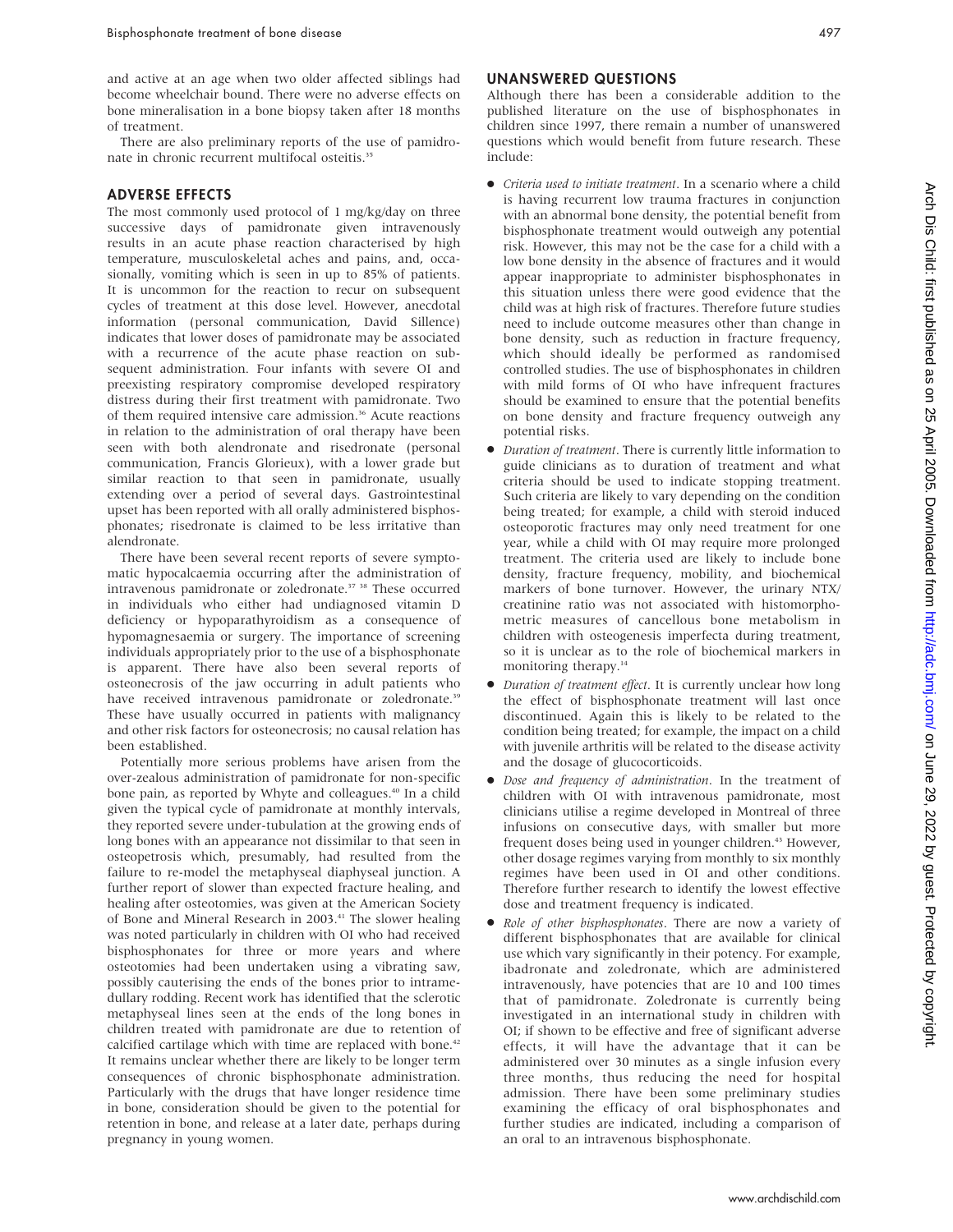and active at an age when two older affected siblings had become wheelchair bound. There were no adverse effects on bone mineralisation in a bone biopsy taken after 18 months of treatment.

There are also preliminary reports of the use of pamidronate in chronic recurrent multifocal osteitis.[35]

## ADVERSE EFFECTS

The most commonly used protocol of 1 mg/kg/day on three successive days of pamidronate given intravenously results in an acute phase reaction characterised by high temperature, musculoskeletal aches and pains, and, occasionally, vomiting which is seen in up to 85% of patients. It is uncommon for the reaction to recur on subsequent cycles of treatment at this dose level. However, anecdotal information (personal communication, David Sillence) indicates that lower doses of pamidronate may be associated with a recurrence of the acute phase reaction on subsequent administration. Four infants with severe OI and preexisting respiratory compromise developed respiratory distress during their first treatment with pamidronate. Two of them required intensive care admission.[36] Acute reactions in relation to the administration of oral therapy have been seen with both alendronate and risedronate (personal communication, Francis Glorieux), with a lower grade but similar reaction to that seen in pamidronate, usually extending over a period of several days. Gastrointestinal upset has been reported with all orally administered bisphosphonates; risedronate is claimed to be less irritative than alendronate.

There have been several recent reports of severe symptomatic hypocalcaemia occurring after the administration of intravenous pamidronate or zoledronate.[37 38] These occurred in individuals who either had undiagnosed vitamin D deficiency or hypoparathyroidism as a consequence of hypomagnesaemia or surgery. The importance of screening individuals appropriately prior to the use of a bisphosphonate is apparent. There have also been several reports of osteonecrosis of the jaw occurring in adult patients who have received intravenous pamidronate or zoledronate.[39] These have usually occurred in patients with malignancy and other risk factors for osteonecrosis; no causal relation has been established.

Potentially more serious problems have arisen from the over-zealous administration of pamidronate for non-specific bone pain, as reported by Whyte and colleagues.[40] In a child given the typical cycle of pamidronate at monthly intervals, they reported severe under-tubulation at the growing ends of long bones with an appearance not dissimilar to that seen in osteopetrosis which, presumably, had resulted from the failure to re-model the metaphyseal diaphyseal junction. A further report of slower than expected fracture healing, and healing after osteotomies, was given at the American Society of Bone and Mineral Research in 2003.[41] The slower healing was noted particularly in children with OI who had received bisphosphonates for three or more years and where osteotomies had been undertaken using a vibrating saw, possibly cauterising the ends of the bones prior to intramedullary rodding. Recent work has identified that the sclerotic metaphyseal lines seen at the ends of the long bones in children treated with pamidronate are due to retention of calcified cartilage which with time are likely to be replaced with bone.[42] It remains unclear whether there are likely to be longer term consequences of chronic bisphosphonate administration. Particularly with the drugs that have longer residence time in bone, consideration should be given to the potential for retention in bone, and release at a later date, perhaps during pregnancy in young women.

## UNANSWERED QUESTIONS

Although there has been a considerable addition to the published literature on the use of bisphosphonates in children since 1997, there remain a number of unanswered questions which would benefit from future research. These include:

- *Criteria used to initiate treatment*. In a scenario where a child is having recurrent low trauma fractures in conjunction with an abnormal bone density, the potential benefit from bisphosphonate treatment would outweigh any potential risk. However, this may not be the case for a child with a low bone density in the absence of fractures and it would appear inappropriate to administer bisphosphonates in this situation unless there were good evidence that the child was at high risk of fractures. Therefore future studies need to include outcome measures other than change in bone density, such as reduction in fracture frequency, which should ideally be performed as randomised controlled studies. The use of bisphosphonates in children with mild forms of OI who have infrequent fractures should be examined to ensure that the potential benefits on bone density and fracture frequency outweigh any potential risks.
- *Duration of treatment*. There is currently little information to guide clinicians as to duration of treatment and what criteria should be used to indicate stopping treatment. Such criteria are likely to vary depending on the condition being treated; for example, a child with steroid induced osteoporotic fractures may only need treatment for one year, while a child with OI may require more prolonged treatment. The criteria used are likely to include bone density, fracture frequency, mobility, and biochemical markers of bone turnover. However, the urinary NTX/creatinine ratio was not associated with histomorphometric measures of cancellous bone metabolism in children with osteogenesis imperfecta during treatment, so it is unclear as to the role of biochemical markers in monitoring therapy.[14]
- *Duration of treatment effect*. It is currently unclear how long the effect of bisphosphonate treatment will last once discontinued. Again this is likely to be related to the condition being treated; for example, the impact on a child with juvenile arthritis will be related to the disease activity and the dosage of glucocorticoids.
- *Dose and frequency of administration*. In the treatment of children with OI with intravenous pamidronate, most clinicians utilise a regime developed in Montreal of three infusions on consecutive days, with smaller but more frequent doses being used in younger children.[43] However, other dosage regimes varying from monthly to six monthly regimes have been used in OI and other conditions. Therefore further research to identify the lowest effective dose and treatment frequency is indicated.
- *Role of other bisphosphonates*. There are now a variety of different bisphosphonates that are available for clinical use which vary significantly in their potency. For example, ibadronate and zoledronate, which are administered intravenously, have potencies that are 10 and 100 times that of pamidronate. Zoledronate is currently being investigated in an international study in children with OI; if shown to be effective and free of significant adverse effects, it will have the advantage that it can be administered over 30 minutes as a single infusion every three months, thus reducing the need for hospital admission. There have been some preliminary studies examining the efficacy of oral bisphosphonates and further studies are indicated, including a comparison of an oral to an intravenous bisphosphonate.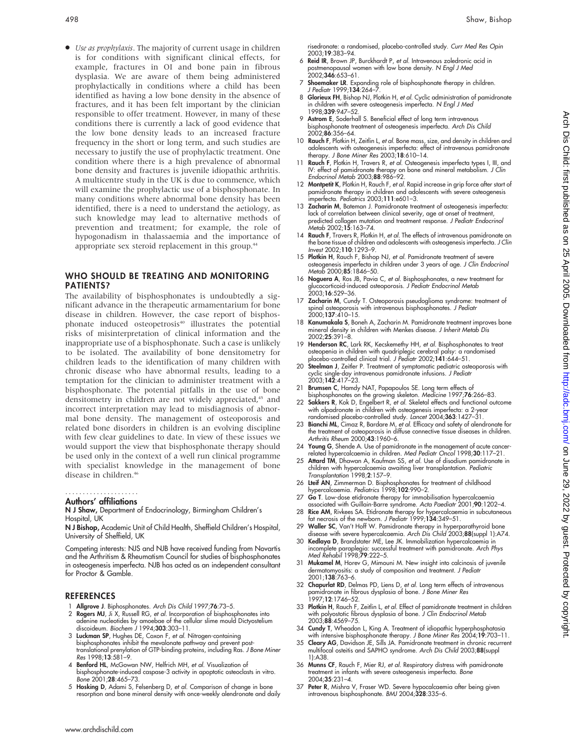- *Use as prophylaxis*. The majority of current usage in children is for conditions with significant clinical effects, for example, fractures in OI and bone pain in fibrous dysplasia. We are aware of them being administered prophylactically in conditions where a child has been identified as having a low bone density in the absence of fractures, and it has been felt important by the clinician responsible to offer treatment. However, in many of these conditions there is currently a lack of good evidence that the low bone density leads to an increased fracture frequency in the short or long term, and such studies are necessary to justify the use of prophylactic treatment. One condition where there is a high prevalence of abnormal bone density and fractures is juvenile idiopathic arthritis. A multicentre study in the UK is due to commence, which will examine the prophylactic use of a bisphosphonate. In many conditions where abnormal bone density has been identified, there is a need to understand the aetiology, as such knowledge may lead to alternative methods of prevention and treatment; for example, the role of hypogonadism in thalassaemia and the importance of appropriate sex steroid replacement in this group.[44]

## WHO SHOULD BE TREATING AND MONITORING PATIENTS?

The availability of bisphosphonates is undoubtedly a significant advance in the therapeutic armamentarium for bone disease in children. However, the case report of bisphosphonate induced osteopetrosis[40] illustrates the potential risks of misinterpretation of clinical information and the inappropriate use of a bisphosphonate. Such a case is unlikely to be isolated. The availability of bone densitometry for children leads to the identification of many children with chronic disease who have abnormal results, leading to a temptation for the clinician to administer treatment with a bisphosphonate. The potential pitfalls in the use of bone densitometry in children are not widely appreciated,[45] and incorrect interpretation may lead to misdiagnosis of abnormal bone density. The management of osteoporosis and related bone disorders in children is an evolving discipline with few clear guidelines to date. In view of these issues we would support the view that bisphosphonate therapy should be used only in the context of a well run clinical programme with specialist knowledge in the management of bone disease in children.[46]

### Authors' affiliations

**N J Shaw,** Department of Endocrinology, Birmingham Children's Hospital, UK

**N J Bishop,** Academic Unit of Child Health, Sheffield Children's Hospital, University of Sheffield, UK

Competing interests: NJS and NJB have received funding from Novartis and the Arthritism & Rheumatism Council for studies of bisphosphonates in osteogenesis imperfecta. NJB has acted as an independent consultant for Proctor & Gamble.

## REFERENCES

1. **Allgrove J**. Biphosphonates. *Arch Dis Child* 1997;**76**:73–5.
2. **Rogers MJ**, Ji X, Russell RG, *et al*. Incorporation of bisphosphonates into adenine nucleotides by amoebae of the cellular slime mould Dictyostelium discoideum. *Biochem J* 1994;**303**:303–11.
3. **Luckman SP**, Hughes DE, Coxon F, *et al*. Nitrogen-containing bisphosphonates inhibit the mevalonate pathway and prevent post-translational prenylation of GTP-binding proteins, including Ras. *J Bone Miner Res* 1998;**13**:581–9.
4. **Benford HL**, McGowan NW, Helfrich MH, *et al*. Visualization of bisphosphonate-induced caspase-3 activity in apoptotic osteoclasts in vitro. *Bone* 2001;**28**:465–73.
5. **Hosking D**, Adami S, Felsenberg D, *et al*. Comparison of change in bone resorption and bone mineral density with once-weekly alendronate and daily risedronate: a randomised, placebo-controlled study. *Curr Med Res Opin* 2003;**19**:383–94.
6. **Reid IR**, Brown JP, Burckhardt P, *et al*. Intravenous zoledronic acid in postmenopausal women with low bone density. *N Engl J Med* 2002;**346**:653–61.
7. **Shoemaker LR**. Expanding role of bisphosphonate therapy in children. *J Pediatr* 1999;**134**:264–7.
8. **Glorieux FH**, Bishop NJ, Plotkin H, *et al*. Cyclic administration of pamidronate in children with severe osteogenesis imperfecta. *N Engl J Med* 1998;**339**:947–52.
9. **Astrom E**, Soderhall S. Beneficial effect of long term intravenous bisphosphonate treatment of osteogenesis imperfecta. *Arch Dis Child* 2002;**86**:356–64.
10. **Rauch F**, Plotkin H, Zeitlin L, *et al*. Bone mass, size, and density in children and adolescents with osteogenesis imperfecta: effect of intravenous pamidronate therapy. *J Bone Miner Res* 2003;**18**:610–14.
11. **Rauch F**, Plotkin H, Travers R, *et al*. Osteogenesis imperfecta types I, III, and IV: effect of pamidronate therapy on bone and mineral metabolism. *J Clin Endocrinol Metab* 2003;**88**:986–92.
12. **Montpetit K**, Plotkin H, Rauch F, *et al*. Rapid increase in grip force after start of pamidronate therapy in children and adolescents with severe osteogenesis imperfecta. *Pediatrics* 2003;**111**:e601–3.
13. **Zacharin M**, Bateman J. Pamidronate treatment of osteogenesis imperfecta: lack of correlation between clinical severity, age at onset of treatment, predicted collagen mutation and treatment response. *J Pediatr Endocrinol Metab* 2002;**15**:163–74.
14. **Rauch F**, Travers R, Plotkin H, *et al*. The effects of intravenous pamidronate on the bone tissue of children and adolescents with osteogenesis imperfecta. *J Clin Invest* 2002;**110**:1293–9.
15. **Plotkin H**, Rauch F, Bishop NJ, *et al*. Pamidronate treatment of severe osteogenesis imperfecta in children under 3 years of age. *J Clin Endocrinol Metab* 2000;**85**:1846–50.
16. **Noguera A**, Ros JB, Pavia C, *et al*. Bisphosphonates, a new treatment for glucocorticoid-induced osteoporosis. *J Pediatr Endocrinol Metab* 2003;**16**:529–36.
17. **Zacharin M**, Cundy T. Osteoporosis pseudoglioma syndrome: treatment of spinal osteoporosis with intravenous bisphosphonates. *J Pediatr* 2000;**137**:410–15.
18. **Kanumakala S**, Boneh A, Zacharin M. Pamidronate treatment improves bone mineral density in children with Menkes disease. *J Inherit Metab Dis* 2002;**25**:391–8.
19. **Henderson RC**, Lark RK, Kecskemethy HH, *et al*. Bisphosphonates to treat osteopenia in children with quadriplegic cerebral palsy: a randomised placebo-controlled clinical trial. *J Pediatr* 2002;**141**:644–51.
20. **Steelman J**, Zeitler P. Treatment of symptomatic pediatric osteoporosis with cyclic single-day intravenous pamidronate infusions. *J Pediatr* 2003;**142**:417–23.
21. **Brumsen C**, Hamdy NAT, Papapoulos SE. Long term effects of bisphosphonates on the growing skeleton. *Medicine* 1997;**76**:266–83.
22. **Sakkers R**, Kok D, Engelbert R, *et al*. Skeletal effects and functional outcome with olpadronate in children with osteogenesis imperfecta: a 2-year randomised placebo-controlled study. *Lancet* 2004;**363**:1427–31.
23. **Bianchi ML**, Cimaz R, Bardare M, *et al*. Efficacy and safety of alendronate for the treatment of osteoporosis in diffuse connective tissue diseases in children. *Arthritis Rheum* 2000;**43**:1960–6.
24. **Young G**, Shende A. Use of pamidronate in the management of acute cancer-related hypercalcaemia in children. *Med Pediatr Oncol* 1998;**30**:117–21.
25. **Attard TM**, Dhawan A, Kaufman SS, *et al*. Use of disodium pamidronate in children with hypercalcaemia awaiting liver transplantation. *Pediatric Transplantation* 1998;**2**:157–9.
26. **Lteif AN**, Zimmerman D. Bisphosphonates for treatment of childhood hypercalcaemia. *Pediatrics* 1998;**102**:990–2.
27. **Go T**. Low-dose etidronate therapy for immobilisation hypercalcaemia associated with Guillain-Barre syndrome. *Acta Paediatr* 2001;**90**:1202–4.
28. **Rice AM**, Rivkees SA. Etidronate therapy for hypercalcaemia in subcutaneous fat necrosis of the newborn. *J Pediatr* 1999;**134**:349–51.
29. **Waller SC**, Van't Hoff W. Pamidronate therapy in hyperparathyroid bone disease with severe hypercalcaemia. *Arch Dis Child* 2003;**88**(suppl 1):A74.
30. **Kedlaya D**, Brandstater ME, Lee JK. Immobilization hypercalcaemia in incomplete paraplegia: successful treatment with pamidronate. *Arch Phys Med Rehabil* 1998;**79**:222–5.
31. **Mukamel M**, Horev G, Mimouni M. New insight into calcinosis of juvenile dermatomyositis: a study of composition and treatment. *J Pediatr* 2001;**138**:763–6.
32. **Chapurlat RD**, Delmas PD, Liens D, *et al*. Long term effects of intravenous pamidronate in fibrous dysplasia of bone. *J Bone Miner Res* 1997;**12**:1746–52.
33. **Plotkin H**, Rauch F, Zeitlin L, *et al*. Effect of pamidronate treatment in children with polyostotic fibrous dysplasia of bone. *J Clin Endocrinol Metab* 2003;**88**:4569–75.
34. **Cundy T**, Wheadon L, King A. Treatment of idiopathic hyperphosphatasia with intensive bisphosphonate therapy. *J Bone Miner Res* 2004;**19**:703–11.
35. **Cleary AG**, Davidson JE, Sills JA. Pamidronate treatment in chronic recurrent multifocal osteitis and SAPHO syndrome. *Arch Dis Child* 2003;**88**(suppl 1):A38.
36. **Munns CF**, Rauch F, Mier RJ, *et al*. Respiratory distress with pamidronate treatment in infants with severe osteogenesis imperfecta. *Bone* 2004;**35**:231–4.
37. **Peter R**, Mishra V, Fraser WD. Severe hypocalcaemia after being given intravenous bisphosphonate. *BMJ* 2004;**328**:335–6.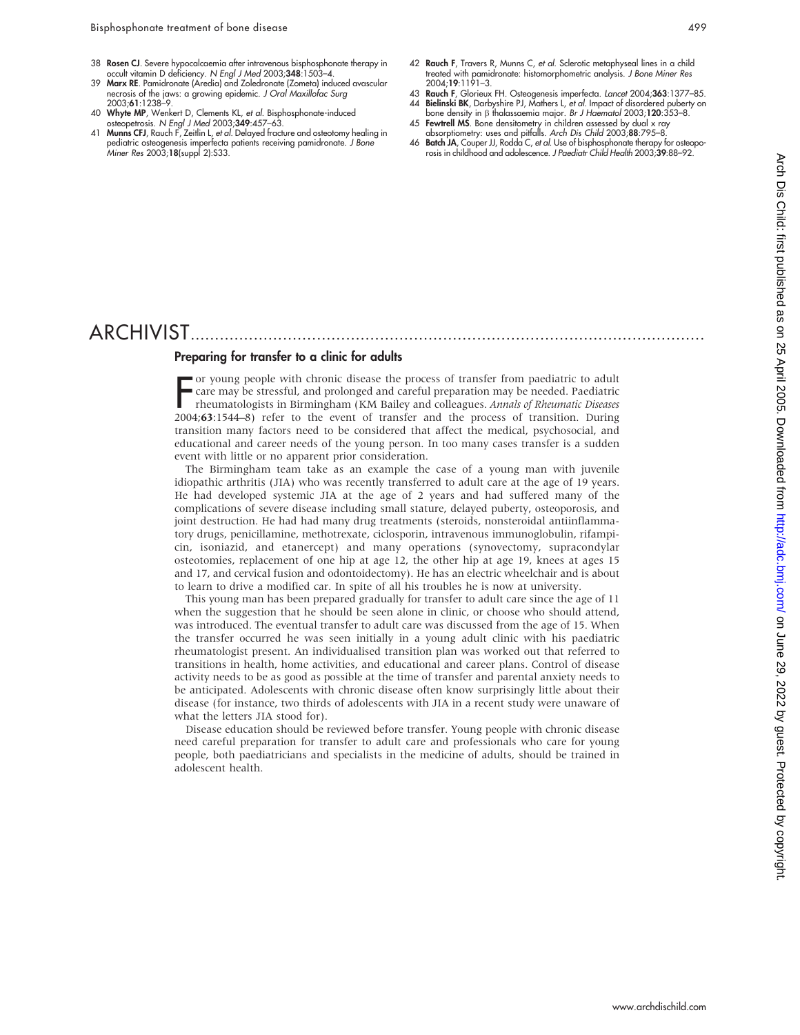38 **Rosen CJ**. Severe hypocalcaemia after intravenous bisphosphonate therapy in occult vitamin D deficiency. *N Engl J Med* 2003;**348**:1503–4.

39 **Marx RE**. Pamidronate (Aredia) and Zoledronate (Zometa) induced avascular necrosis of the jaws: a growing epidemic. *J Oral Maxillofac Surg* 2003;**61**:1238–9.

40 **Whyte MP**, Wenkert D, Clements KL, *et al*. Bisphosphonate-induced osteopetrosis. *N Engl J Med* 2003;**349**:457–63.

41 **Munns CFJ**, Rauch F, Zeitlin L, *et al*. Delayed fracture and osteotomy healing in pediatric osteogenesis imperfecta patients receiving pamidronate. *J Bone Miner Res* 2003;**18**(suppl 2):S33.

42 **Rauch F**, Travers R, Munns C, *et al*. Sclerotic metaphyseal lines in a child treated with pamidronate: histomorphometric analysis. *J Bone Miner Res* 2004;**19**:1191–3.

43 **Rauch F**, Glorieux FH. Osteogenesis imperfecta. *Lancet* 2004;**363**:1377–85.

44 **Bielinski BK**, Darbyshire PJ, Mathers L, *et al*. Impact of disordered puberty on bone density in β thalassaemia major. *Br J Haematol* 2003;**120**:353–8.

45 **Fewtrell MS**. Bone densitometry in children assessed by dual x ray absorptiometry: uses and pitfalls. *Arch Dis Child* 2003;**88**:795–8.

46 **Batch JA**, Couper JJ, Rodda C, *et al*. Use of bisphosphonate therapy for osteoporosis in childhood and adolescence. *J Paediatr Child Health* 2003;**39**:88–92.

# ARCHIVIST

## Preparing for transfer to a clinic for adults

For young people with chronic disease the process of transfer from paediatric to adult care may be stressful, and prolonged and careful preparation may be needed. Paediatric rheumatologists in Birmingham (KM Bailey and colleagues. *Annals of Rheumatic Diseases* 2004;**63**:1544–8) refer to the event of transfer and the process of transition. During transition many factors need to be considered that affect the medical, psychosocial, and educational and career needs of the young person. In too many cases transfer is a sudden event with little or no apparent prior consideration.

The Birmingham team take as an example the case of a young man with juvenile idiopathic arthritis (JIA) who was recently transferred to adult care at the age of 19 years. He had developed systemic JIA at the age of 2 years and had suffered many of the complications of severe disease including small stature, delayed puberty, osteoporosis, and joint destruction. He had had many drug treatments (steroids, nonsteroidal antiinflammatory drugs, penicillamine, methotrexate, ciclosporin, intravenous immunoglobulin, rifampicin, isoniazid, and etanercept) and many operations (synovectomy, supracondylar osteotomies, replacement of one hip at age 12, the other hip at age 19, knees at ages 15 and 17, and cervical fusion and odontoidectomy). He has an electric wheelchair and is about to learn to drive a modified car. In spite of all his troubles he is now at university.

This young man has been prepared gradually for transfer to adult care since the age of 11 when the suggestion that he should be seen alone in clinic, or choose who should attend, was introduced. The eventual transfer to adult care was discussed from the age of 15. When the transfer occurred he was seen initially in a young adult clinic with his paediatric rheumatologist present. An individualised transition plan was worked out that referred to transitions in health, home activities, and educational and career plans. Control of disease activity needs to be as good as possible at the time of transfer and parental anxiety needs to be anticipated. Adolescents with chronic disease often know surprisingly little about their disease (for instance, two thirds of adolescents with JIA in a recent study were unaware of what the letters JIA stood for).

Disease education should be reviewed before transfer. Young people with chronic disease need careful preparation for transfer to adult care and professionals who care for young people, both paediatricians and specialists in the medicine of adults, should be trained in adolescent health.